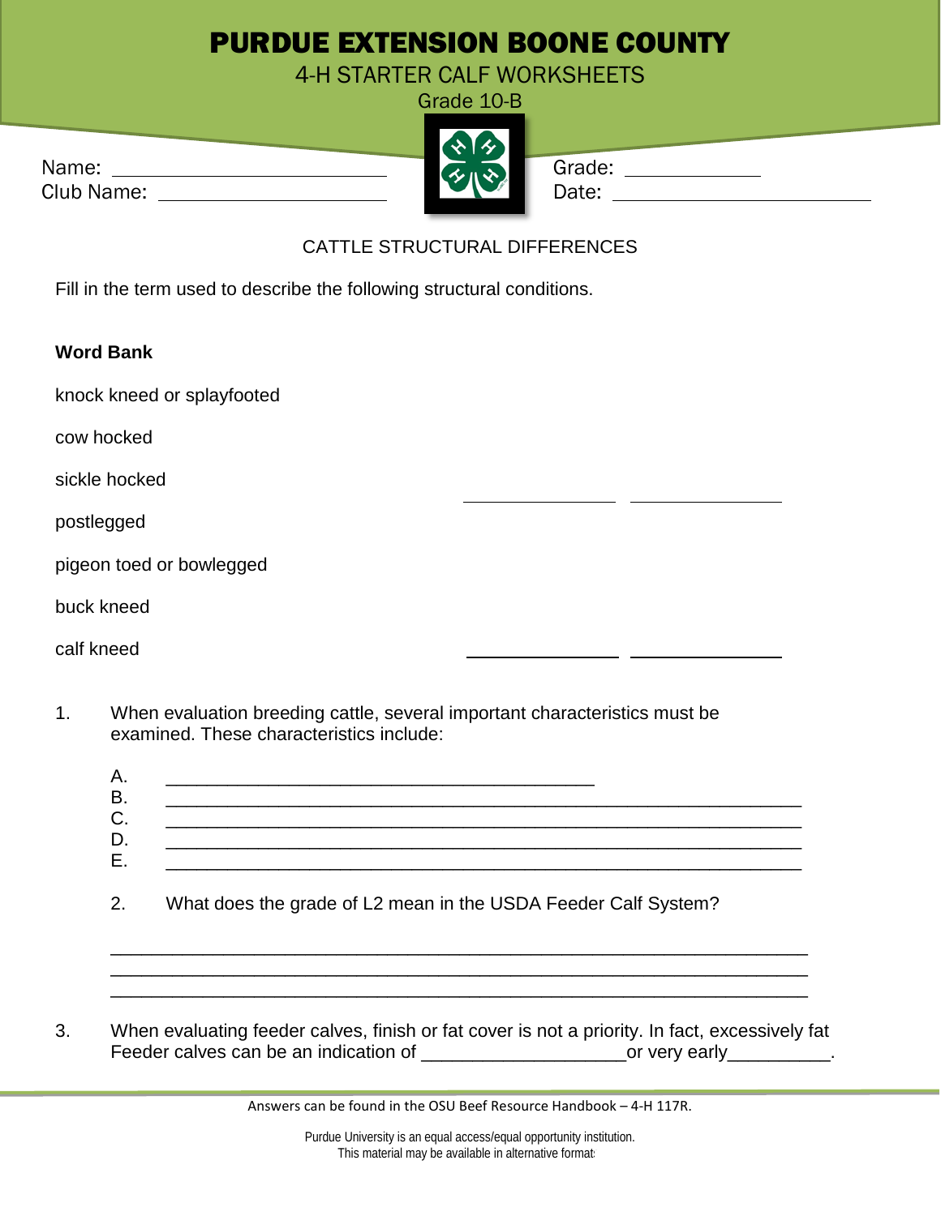# PURDUE EXTENSION BOONE COUNTY

## 4-H STARTER CALF WORKSHEETS

Grade 10-B

Name: ____________________________ Grade: ______________

Club Name: ________________________ Date: ____________________________

### CATTLE STRUCTURAL DIFFERENCES

Fill in the term used to describe the following structural conditions.

**Word Bank**

knock kneed or splayfooted

cow hocked

sickle hocked

postlegged

pigeon toed or bowlegged

buck kneed

calf kneed

_______________ _______________

_______________ _______________

1. When evaluation breeding cattle, several important characteristics must be examined. These characteristics include:

   A. ________________________________________

   B. ____________________________________________________________

   C. ____________________________________________________________

   D. ____________________________________________________________

   E. ____________________________________________________________

2. What does the grade of L2 mean in the USDA Feeder Calf System?

   ____________________________________________________________________

   ____________________________________________________________________

   ____________________________________________________________________

3. When evaluating feeder calves, finish or fat cover is not a priority. In fact, excessively fat Feeder calves can be an indication of ____________________or very early__________.

Answers can be found in the OSU Beef Resource Handbook – 4-H 117R.

Purdue University is an equal access/equal opportunity institution.
This material may be available in alternative format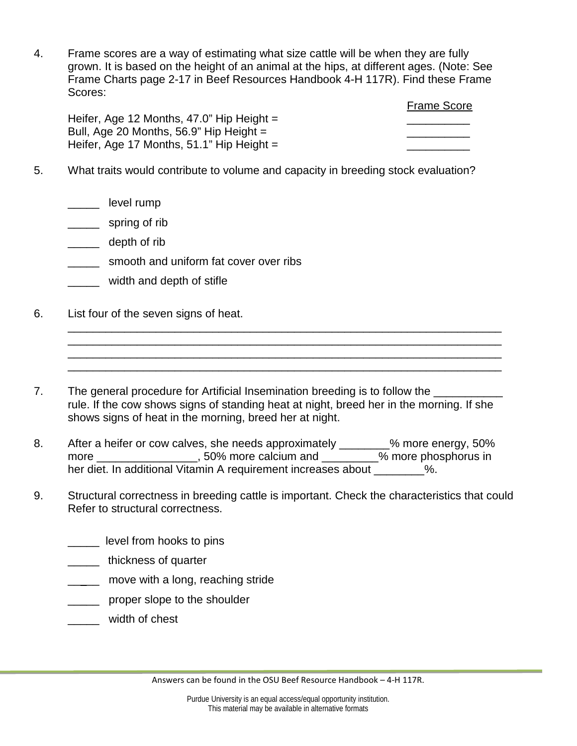4. Frame scores are a way of estimating what size cattle will be when they are fully grown. It is based on the height of an animal at the hips, at different ages. (Note: See Frame Charts page 2-17 in Beef Resources Handbook 4-H 117R). Find these Frame Scores:

| | Frame Score |
|---|---|
| Heifer, Age 12 Months, 47.0" Hip Height = | __________ |
| Bull, Age 20 Months, 56.9" Hip Height = | __________ |
| Heifer, Age 17 Months, 51.1" Hip Height = | __________ |

5. What traits would contribute to volume and capacity in breeding stock evaluation?

    _____ level rump
    _____ spring of rib
    _____ depth of rib
    _____ smooth and uniform fat cover over ribs
    _____ width and depth of stifle

6. List four of the seven signs of heat.
    ________________________________________________________________________
    ________________________________________________________________________
    ________________________________________________________________________
    ________________________________________________________________________

7. The general procedure for Artificial Insemination breeding is to follow the ___________ rule. If the cow shows signs of standing heat at night, breed her in the morning. If she shows signs of heat in the morning, breed her at night.

8. After a heifer or cow calves, she needs approximately ________% more energy, 50% more ________________, 50% more calcium and _________% more phosphorus in her diet. In additional Vitamin A requirement increases about ________%.

9. Structural correctness in breeding cattle is important. Check the characteristics that could Refer to structural correctness.

    _____ level from hooks to pins
    _____ thickness of quarter
    _____ move with a long, reaching stride
    _____ proper slope to the shoulder
    _____ width of chest

Answers can be found in the OSU Beef Resource Handbook – 4-H 117R.

Purdue University is an equal access/equal opportunity institution.
This material may be available in alternative formats